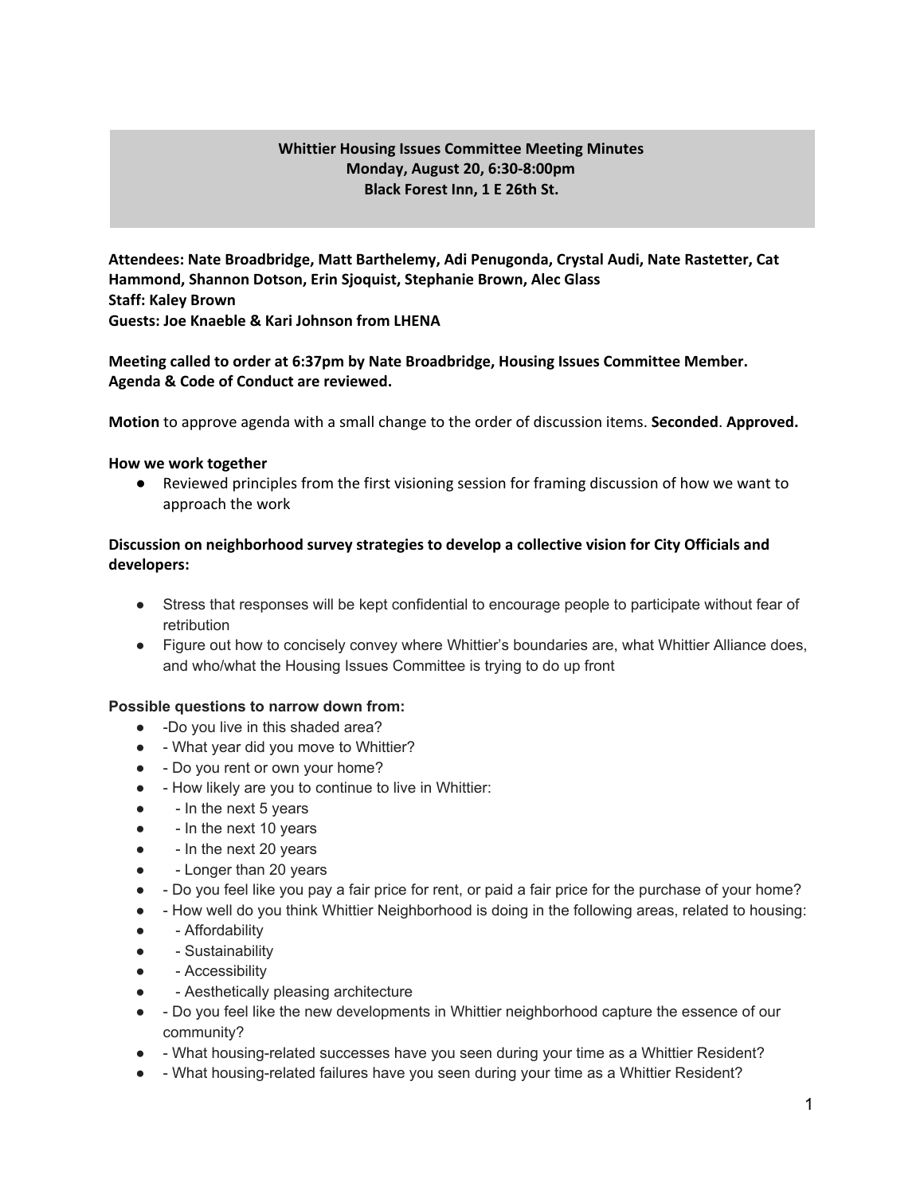## Whittier Housing Issues Committee Meeting Minutes
## Monday, August 20, 6:30-8:00pm
## Black Forest Inn, 1 E 26th St.

**Attendees: Nate Broadbridge, Matt Barthelemy, Adi Penugonda, Crystal Audi, Nate Rastetter, Cat Hammond, Shannon Dotson, Erin Sjoquist, Stephanie Brown, Alec Glass**
**Staff: Kaley Brown**
**Guests: Joe Knaeble & Kari Johnson from LHENA**

**Meeting called to order at 6:37pm by Nate Broadbridge, Housing Issues Committee Member.**
**Agenda & Code of Conduct are reviewed.**

**Motion** to approve agenda with a small change to the order of discussion items. **Seconded**. **Approved.**

**How we work together**

- Reviewed principles from the first visioning session for framing discussion of how we want to approach the work

**Discussion on neighborhood survey strategies to develop a collective vision for City Officials and developers:**

- Stress that responses will be kept confidential to encourage people to participate without fear of retribution
- Figure out how to concisely convey where Whittier's boundaries are, what Whittier Alliance does, and who/what the Housing Issues Committee is trying to do up front

**Possible questions to narrow down from:**

- -Do you live in this shaded area?
- - What year did you move to Whittier?
- - Do you rent or own your home?
- - How likely are you to continue to live in Whittier:
- - In the next 5 years
- - In the next 10 years
- - In the next 20 years
- - Longer than 20 years
- - Do you feel like you pay a fair price for rent, or paid a fair price for the purchase of your home?
- - How well do you think Whittier Neighborhood is doing in the following areas, related to housing:
- - Affordability
- - Sustainability
- - Accessibility
- - Aesthetically pleasing architecture
- - Do you feel like the new developments in Whittier neighborhood capture the essence of our community?
- - What housing-related successes have you seen during your time as a Whittier Resident?
- - What housing-related failures have you seen during your time as a Whittier Resident?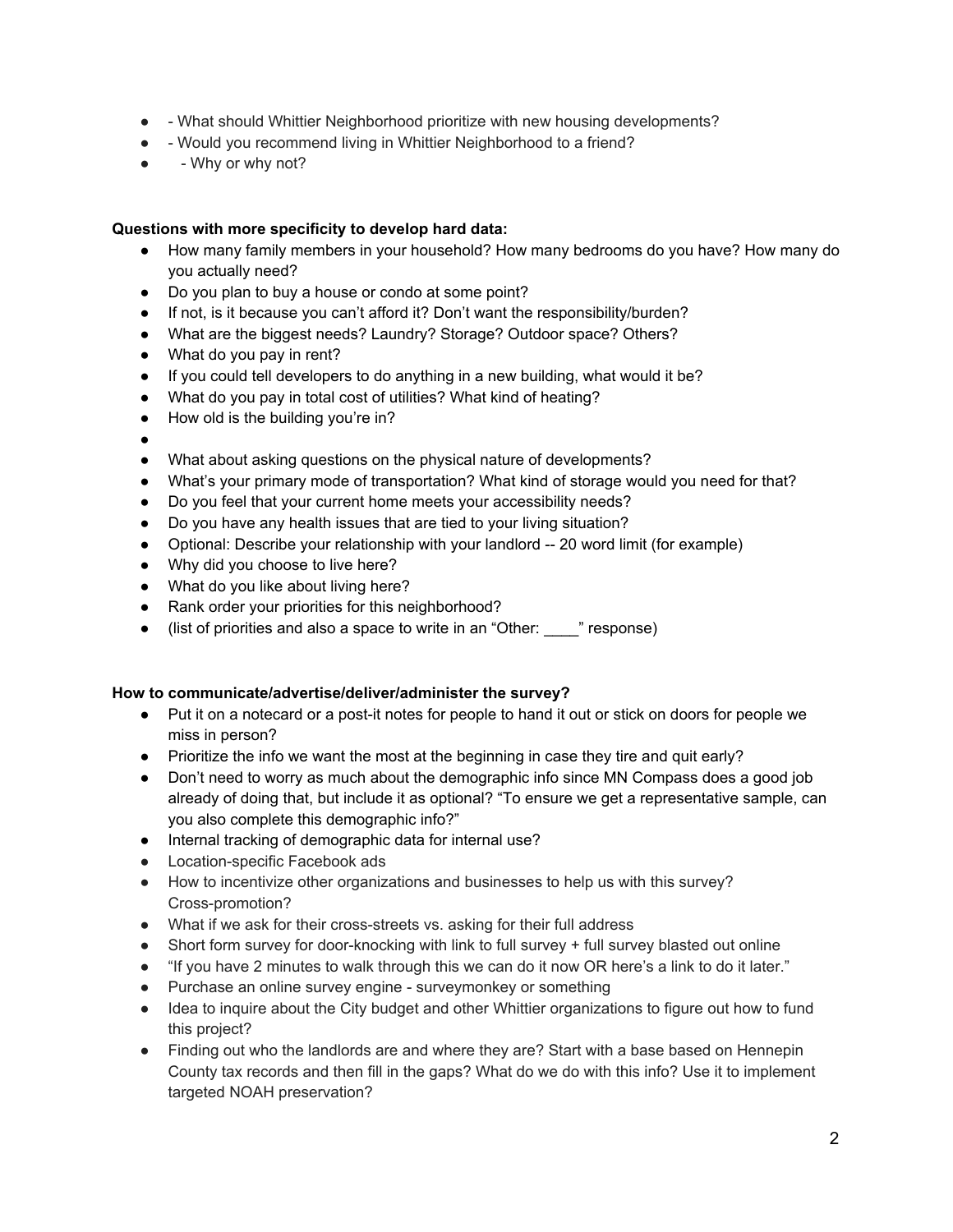- - What should Whittier Neighborhood prioritize with new housing developments?
- - Would you recommend living in Whittier Neighborhood to a friend?
- - Why or why not?

**Questions with more specificity to develop hard data:**

- How many family members in your household? How many bedrooms do you have? How many do you actually need?
- Do you plan to buy a house or condo at some point?
- If not, is it because you can't afford it? Don't want the responsibility/burden?
- What are the biggest needs? Laundry? Storage? Outdoor space? Others?
- What do you pay in rent?
- If you could tell developers to do anything in a new building, what would it be?
- What do you pay in total cost of utilities? What kind of heating?
- How old is the building you're in?
- 
- What about asking questions on the physical nature of developments?
- What's your primary mode of transportation? What kind of storage would you need for that?
- Do you feel that your current home meets your accessibility needs?
- Do you have any health issues that are tied to your living situation?
- Optional: Describe your relationship with your landlord -- 20 word limit (for example)
- Why did you choose to live here?
- What do you like about living here?
- Rank order your priorities for this neighborhood?
- (list of priorities and also a space to write in an "Other: ____" response)

**How to communicate/advertise/deliver/administer the survey?**

- Put it on a notecard or a post-it notes for people to hand it out or stick on doors for people we miss in person?
- Prioritize the info we want the most at the beginning in case they tire and quit early?
- Don't need to worry as much about the demographic info since MN Compass does a good job already of doing that, but include it as optional? "To ensure we get a representative sample, can you also complete this demographic info?"
- Internal tracking of demographic data for internal use?
- Location-specific Facebook ads
- How to incentivize other organizations and businesses to help us with this survey? Cross-promotion?
- What if we ask for their cross-streets vs. asking for their full address
- Short form survey for door-knocking with link to full survey + full survey blasted out online
- "If you have 2 minutes to walk through this we can do it now OR here's a link to do it later."
- Purchase an online survey engine - surveymonkey or something
- Idea to inquire about the City budget and other Whittier organizations to figure out how to fund this project?
- Finding out who the landlords are and where they are? Start with a base based on Hennepin County tax records and then fill in the gaps? What do we do with this info? Use it to implement targeted NOAH preservation?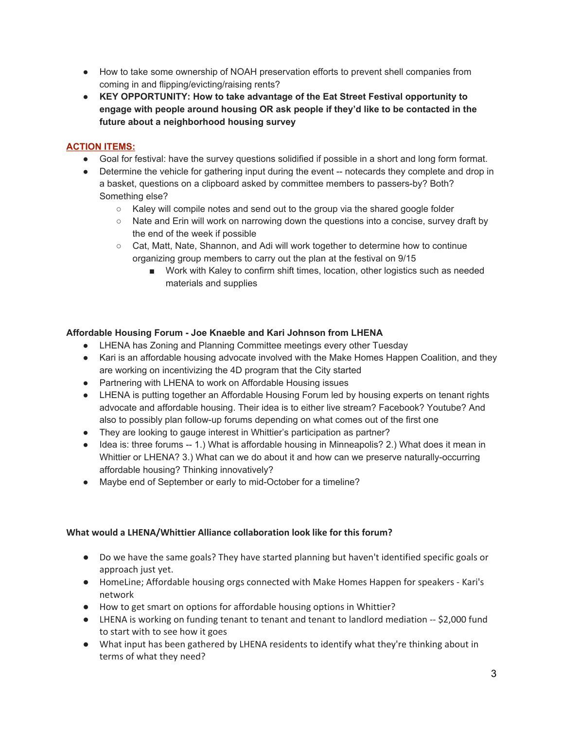- How to take some ownership of NOAH preservation efforts to prevent shell companies from coming in and flipping/evicting/raising rents?
- **KEY OPPORTUNITY: How to take advantage of the Eat Street Festival opportunity to engage with people around housing OR ask people if they'd like to be contacted in the future about a neighborhood housing survey**

**ACTION ITEMS:**

- Goal for festival: have the survey questions solidified if possible in a short and long form format.
- Determine the vehicle for gathering input during the event -- notecards they complete and drop in a basket, questions on a clipboard asked by committee members to passers-by? Both? Something else?
  - Kaley will compile notes and send out to the group via the shared google folder
  - Nate and Erin will work on narrowing down the questions into a concise, survey draft by the end of the week if possible
  - Cat, Matt, Nate, Shannon, and Adi will work together to determine how to continue organizing group members to carry out the plan at the festival on 9/15
    - Work with Kaley to confirm shift times, location, other logistics such as needed materials and supplies

**Affordable Housing Forum - Joe Knaeble and Kari Johnson from LHENA**

- LHENA has Zoning and Planning Committee meetings every other Tuesday
- Kari is an affordable housing advocate involved with the Make Homes Happen Coalition, and they are working on incentivizing the 4D program that the City started
- Partnering with LHENA to work on Affordable Housing issues
- LHENA is putting together an Affordable Housing Forum led by housing experts on tenant rights advocate and affordable housing. Their idea is to either live stream? Facebook? Youtube? And also to possibly plan follow-up forums depending on what comes out of the first one
- They are looking to gauge interest in Whittier's participation as partner?
- Idea is: three forums -- 1.) What is affordable housing in Minneapolis? 2.) What does it mean in Whittier or LHENA? 3.) What can we do about it and how can we preserve naturally-occurring affordable housing? Thinking innovatively?
- Maybe end of September or early to mid-October for a timeline?

**What would a LHENA/Whittier Alliance collaboration look like for this forum?**

- Do we have the same goals? They have started planning but haven't identified specific goals or approach just yet.
- HomeLine; Affordable housing orgs connected with Make Homes Happen for speakers - Kari's network
- How to get smart on options for affordable housing options in Whittier?
- LHENA is working on funding tenant to tenant and tenant to landlord mediation -- $2,000 fund to start with to see how it goes
- What input has been gathered by LHENA residents to identify what they're thinking about in terms of what they need?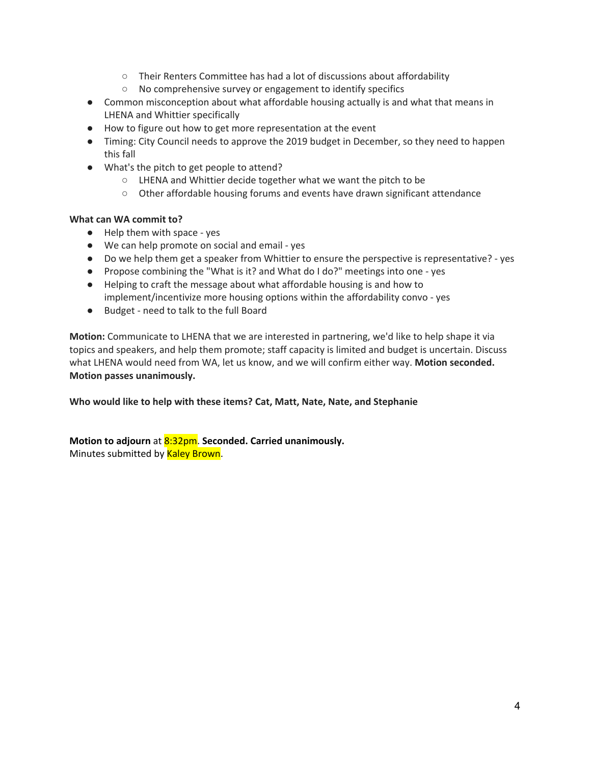- Their Renters Committee has had a lot of discussions about affordability
    - No comprehensive survey or engagement to identify specifics
- Common misconception about what affordable housing actually is and what that means in LHENA and Whittier specifically
- How to figure out how to get more representation at the event
- Timing: City Council needs to approve the 2019 budget in December, so they need to happen this fall
- What's the pitch to get people to attend?
    - LHENA and Whittier decide together what we want the pitch to be
    - Other affordable housing forums and events have drawn significant attendance

**What can WA commit to?**

- Help them with space - yes
- We can help promote on social and email - yes
- Do we help them get a speaker from Whittier to ensure the perspective is representative? - yes
- Propose combining the "What is it? and What do I do?" meetings into one - yes
- Helping to craft the message about what affordable housing is and how to implement/incentivize more housing options within the affordability convo - yes
- Budget - need to talk to the full Board

**Motion:** Communicate to LHENA that we are interested in partnering, we'd like to help shape it via topics and speakers, and help them promote; staff capacity is limited and budget is uncertain. Discuss what LHENA would need from WA, let us know, and we will confirm either way. **Motion seconded. Motion passes unanimously.**

**Who would like to help with these items? Cat, Matt, Nate, Nate, and Stephanie**

**Motion to adjourn** at 8:32pm. **Seconded. Carried unanimously.**
Minutes submitted by Kaley Brown.